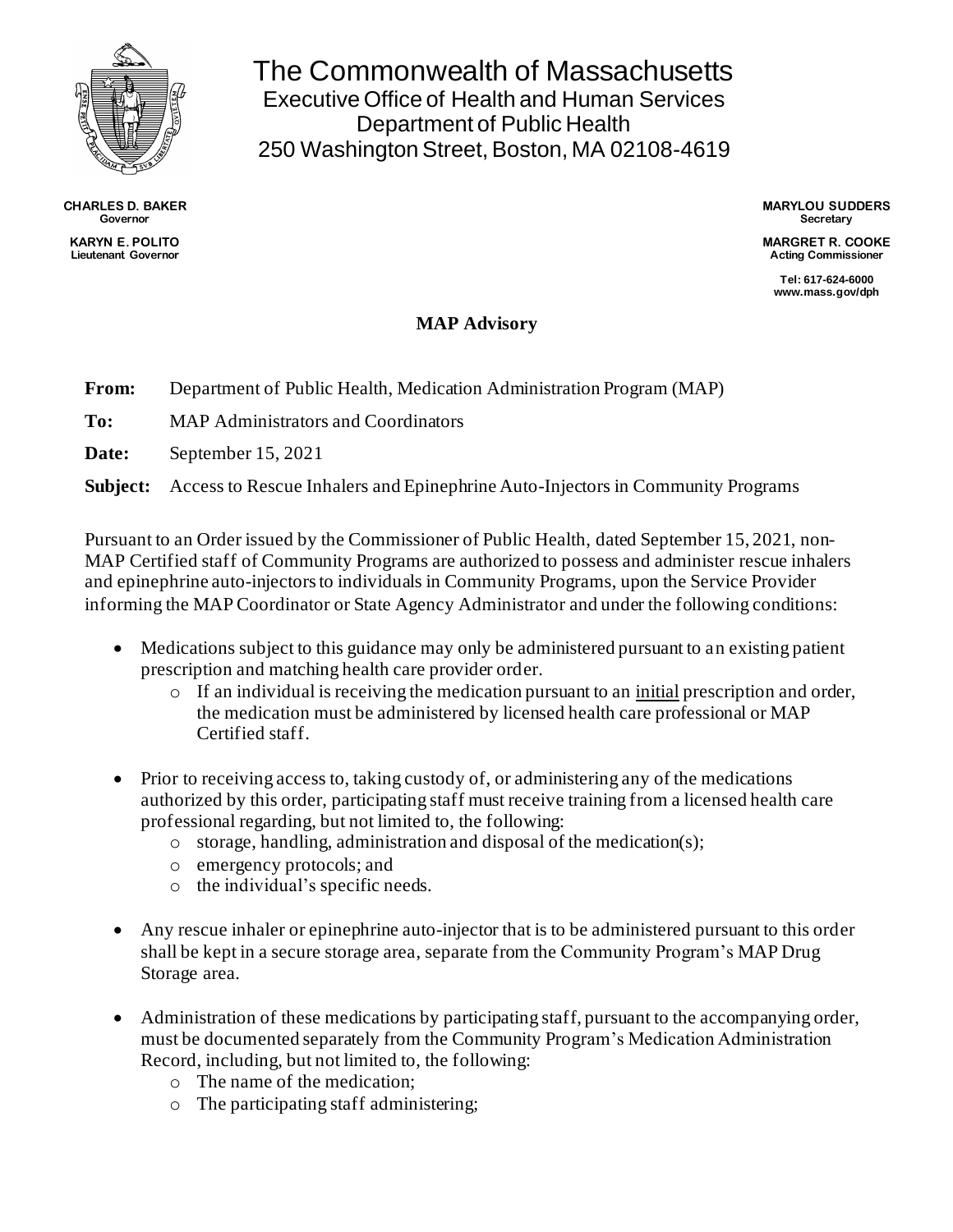# The Commonwealth of Massachusetts

Executive Office of Health and Human Services
Department of Public Health
250 Washington Street, Boston, MA 02108-4619

**CHARLES D. BAKER**
Governor

**KARYN E. POLITO**
Lieutenant Governor

**MARYLOU SUDDERS**
Secretary

**MARGRET R. COOKE**
Acting Commissioner

Tel: 617-624-6000
www.mass.gov/dph

## MAP Advisory

**From:** Department of Public Health, Medication Administration Program (MAP)

**To:** MAP Administrators and Coordinators

**Date:** September 15, 2021

**Subject:** Access to Rescue Inhalers and Epinephrine Auto-Injectors in Community Programs

Pursuant to an Order issued by the Commissioner of Public Health, dated September 15, 2021, non-MAP Certified staff of Community Programs are authorized to possess and administer rescue inhalers and epinephrine auto-injectors to individuals in Community Programs, upon the Service Provider informing the MAP Coordinator or State Agency Administrator and under the following conditions:

- Medications subject to this guidance may only be administered pursuant to an existing patient prescription and matching health care provider order.
  - If an individual is receiving the medication pursuant to an initial prescription and order, the medication must be administered by licensed health care professional or MAP Certified staff.
- Prior to receiving access to, taking custody of, or administering any of the medications authorized by this order, participating staff must receive training from a licensed health care professional regarding, but not limited to, the following:
  - storage, handling, administration and disposal of the medication(s);
  - emergency protocols; and
  - the individual's specific needs.
- Any rescue inhaler or epinephrine auto-injector that is to be administered pursuant to this order shall be kept in a secure storage area, separate from the Community Program's MAP Drug Storage area.
- Administration of these medications by participating staff, pursuant to the accompanying order, must be documented separately from the Community Program's Medication Administration Record, including, but not limited to, the following:
  - The name of the medication;
  - The participating staff administering;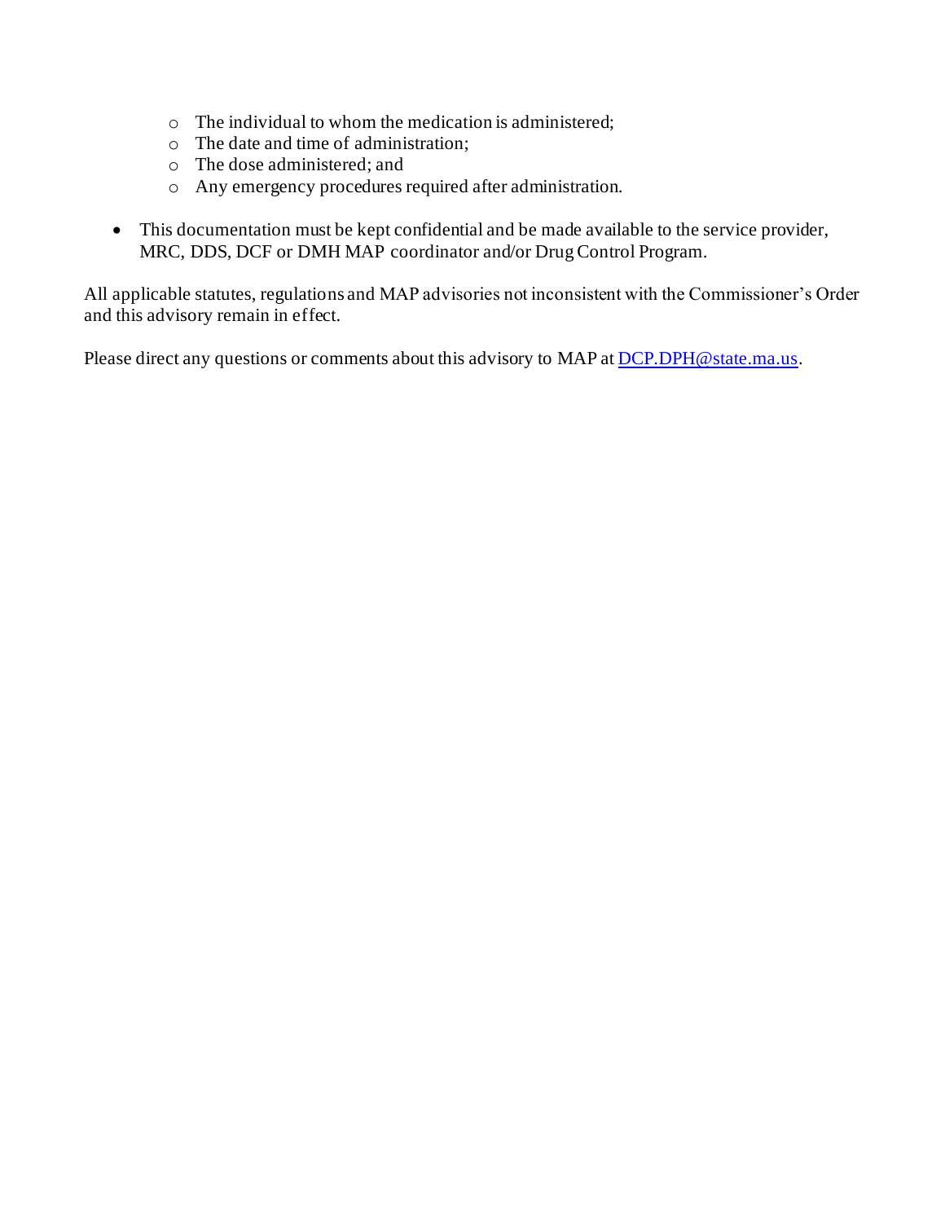- The individual to whom the medication is administered;
  - The date and time of administration;
  - The dose administered; and
  - Any emergency procedures required after administration.

- This documentation must be kept confidential and be made available to the service provider, MRC, DDS, DCF or DMH MAP coordinator and/or Drug Control Program.

All applicable statutes, regulations and MAP advisories not inconsistent with the Commissioner's Order and this advisory remain in effect.

Please direct any questions or comments about this advisory to MAP at DCP.DPH@state.ma.us.